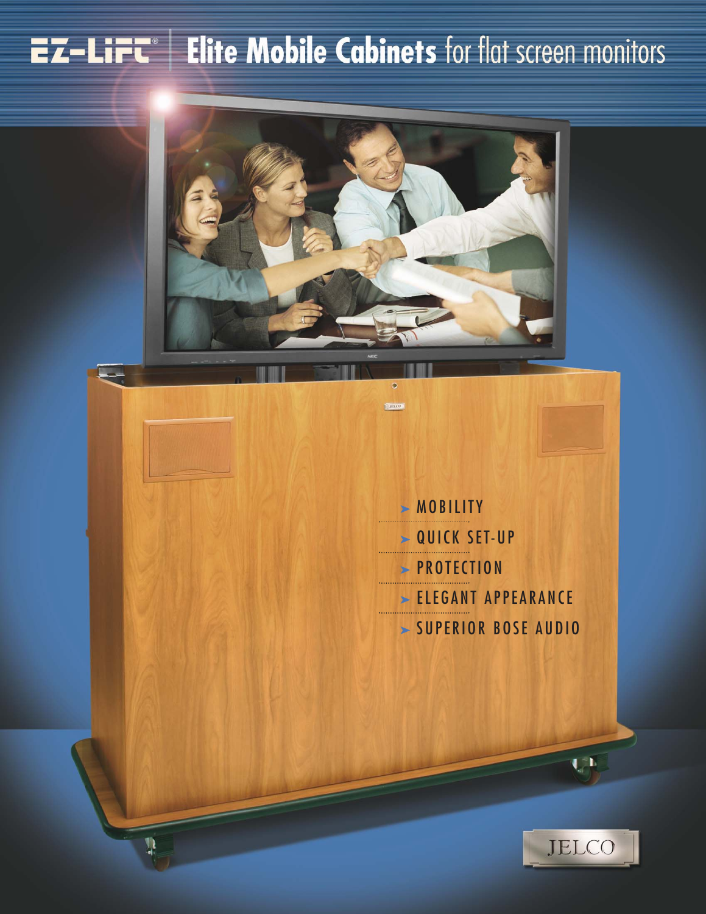# EZ-LIFT® | Elite Mobile Cabinets for flat screen monitors

- MOBILITY
- QUICK SET-UP
- PROTECTION
- ELEGANT APPEARANCE
- SUPERIOR BOSE AUDIO

JELCO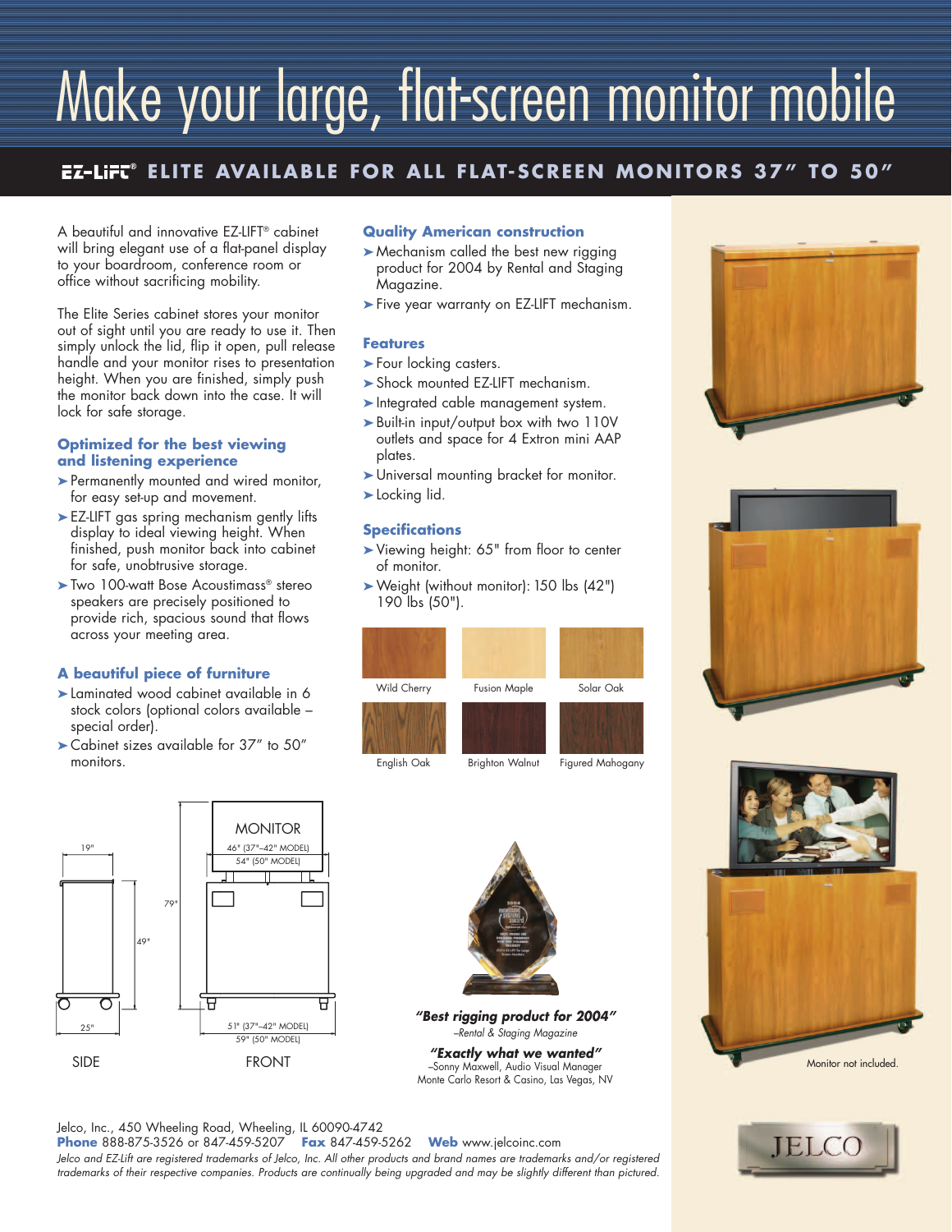# Make your large, flat-screen monitor mobile

## EZ-LIFT® ELITE AVAILABLE FOR ALL FLAT-SCREEN MONITORS 37″ TO 50″

A beautiful and innovative EZ-LIFT® cabinet will bring elegant use of a flat-panel display to your boardroom, conference room or office without sacrificing mobility.

The Elite Series cabinet stores your monitor out of sight until you are ready to use it. Then simply unlock the lid, flip it open, pull release handle and your monitor rises to presentation height. When you are finished, simply push the monitor back down into the case. It will lock for safe storage.

### Optimized for the best viewing and listening experience

- Permanently mounted and wired monitor, for easy set-up and movement.
- EZ-LIFT gas spring mechanism gently lifts display to ideal viewing height. When finished, push monitor back into cabinet for safe, unobtrusive storage.
- Two 100-watt Bose Acoustimass® stereo speakers are precisely positioned to provide rich, spacious sound that flows across your meeting area.

### A beautiful piece of furniture

- Laminated wood cabinet available in 6 stock colors (optional colors available – special order).
- Cabinet sizes available for 37″ to 50″ monitors.

### Quality American construction

- Mechanism called the best new rigging product for 2004 by Rental and Staging Magazine.
- Five year warranty on EZ-LIFT mechanism.

### Features

- Four locking casters.
- Shock mounted EZ-LIFT mechanism.
- Integrated cable management system.
- Built-in input/output box with two 110V outlets and space for 4 Extron mini AAP plates.
- Universal mounting bracket for monitor.
- Locking lid.

### Specifications

- Viewing height: 65" from floor to center of monitor.
- Weight (without monitor): 150 lbs (42") 190 lbs (50").

Wild Cherry
Fusion Maple
Solar Oak
English Oak
Brighton Walnut
Figured Mahogany

19"
49"
25"
SIDE

79"
MONITOR
46" (37"–42" MODEL)
54" (50" MODEL)
51" (37"–42" MODEL)
59" (50" MODEL)
FRONT

***"Best rigging product for 2004"***
*–Rental & Staging Magazine*

***"Exactly what we wanted"***
–Sonny Maxwell, Audio Visual Manager
Monte Carlo Resort & Casino, Las Vegas, NV

Monitor not included.

Jelco, Inc., 450 Wheeling Road, Wheeling, IL 60090-4742
**Phone** 888-875-3526 or 847-459-5207 **Fax** 847-459-5262 **Web** www.jelcoinc.com
*Jelco and EZ-Lift are registered trademarks of Jelco, Inc. All other products and brand names are trademarks and/or registered trademarks of their respective companies. Products are continually being upgraded and may be slightly different than pictured.*

JELCO